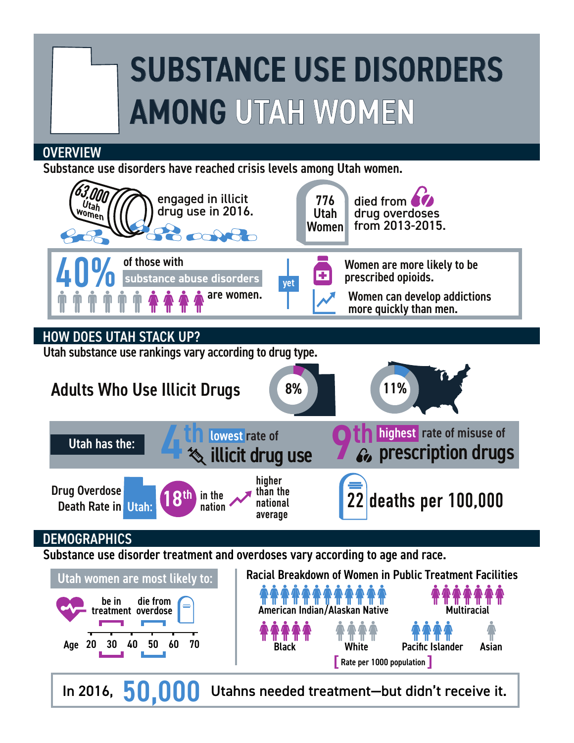# SUBSTANCE USE DISORDERS AMONG UTAH WOMEN

## OVERVIEW

Substance use disorders have reached crisis levels among Utah women.

63,000 Utah women engaged in illicit drug use in 2016.

776 Utah Women died from drug overdoses from 2013-2015.

40% of those with substance abuse disorders are women.

yet

Women are more likely to be prescribed opioids.

Women can develop addictions more quickly than men.

## HOW DOES UTAH STACK UP?

Utah substance use rankings vary according to drug type.

**Adults Who Use Illicit Drugs**

8% (Utah) | 11% (U.S.)

Utah has the:

4th lowest rate of illicit drug use

9th highest rate of misuse of prescription drugs

Drug Overdose Death Rate in Utah: 18th in the nation — higher than the national average

22 deaths per 100,000

## DEMOGRAPHICS

Substance use disorder treatment and overdoses vary according to age and race.

**Utah women are most likely to:**

- be in treatment (Age 20–30)
- die from overdose (Age 40–50)

Age 20 30 40 50 60 70

**Racial Breakdown of Women in Public Treatment Facilities**

- American Indian/Alaskan Native
- Multiracial
- Black
- White
- Pacific Islander
- Asian

[ Rate per 1000 population ]

In 2016, **50,000** Utahns needed treatment—but didn't receive it.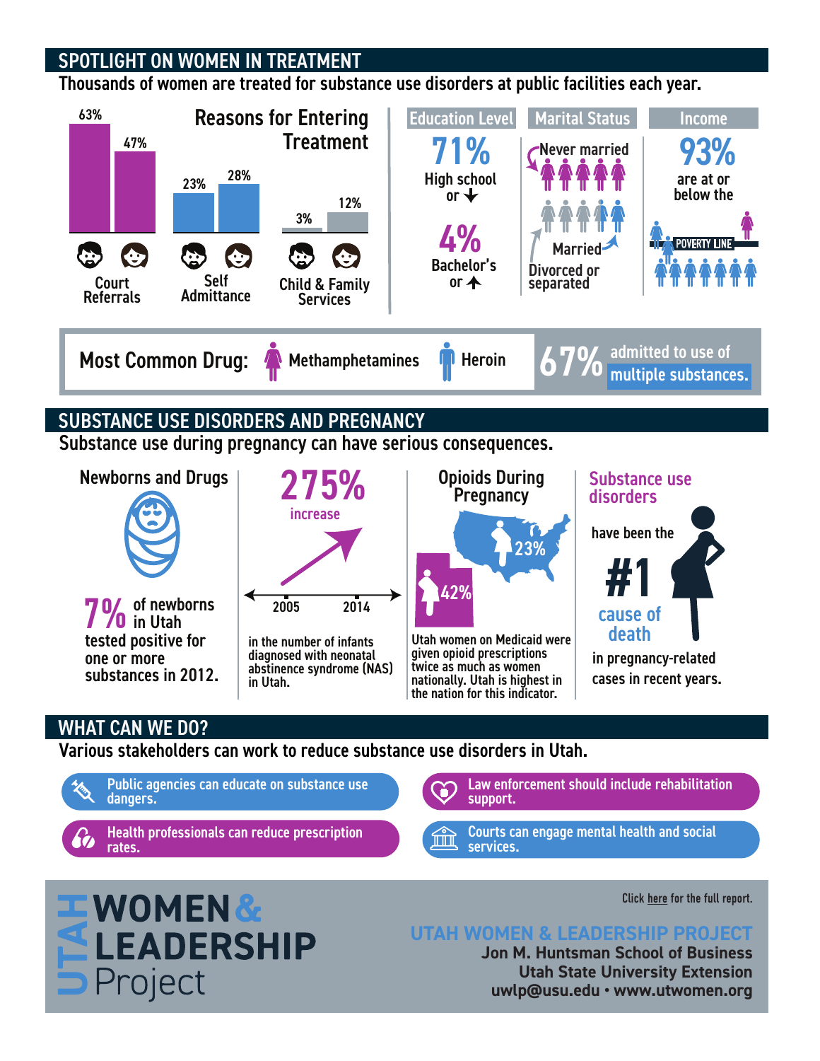## SPOTLIGHT ON WOMEN IN TREATMENT

Thousands of women are treated for substance use disorders at public facilities each year.

### Reasons for Entering Treatment

63%
47%
Court Referrals

23%
28%
Self Admittance

3%
12%
Child & Family Services

### Education Level

71% High school or ↓

4% Bachelor's or ↑

### Marital Status

Never married

Married

Divorced or separated

### Income

93% are at or below the

POVERTY LINE

**Most Common Drug:** Methamphetamines Heroin

67% admitted to use of multiple substances.

## SUBSTANCE USE DISORDERS AND PREGNANCY

Substance use during pregnancy can have serious consequences.

### Newborns and Drugs

7% of newborns in Utah tested positive for one or more substances in 2012.

275% increase

2005
2014

in the number of infants diagnosed with neonatal abstinence syndrome (NAS) in Utah.

### Opioids During Pregnancy

23%
42%

Utah women on Medicaid were given opioid prescriptions twice as much as women nationally. Utah is highest in the nation for this indicator.

### Substance use disorders

have been the #1 cause of death in pregnancy-related cases in recent years.

## WHAT CAN WE DO?

Various stakeholders can work to reduce substance use disorders in Utah.

- Public agencies can educate on substance use dangers.
- Law enforcement should include rehabilitation support.
- Health professionals can reduce prescription rates.
- Courts can engage mental health and social services.

UTAH WOMEN & LEADERSHIP Project

Click here for the full report.

**UTAH WOMEN & LEADERSHIP PROJECT**
**Jon M. Huntsman School of Business**
**Utah State University Extension**
**uwlp@usu.edu • www.utwomen.org**